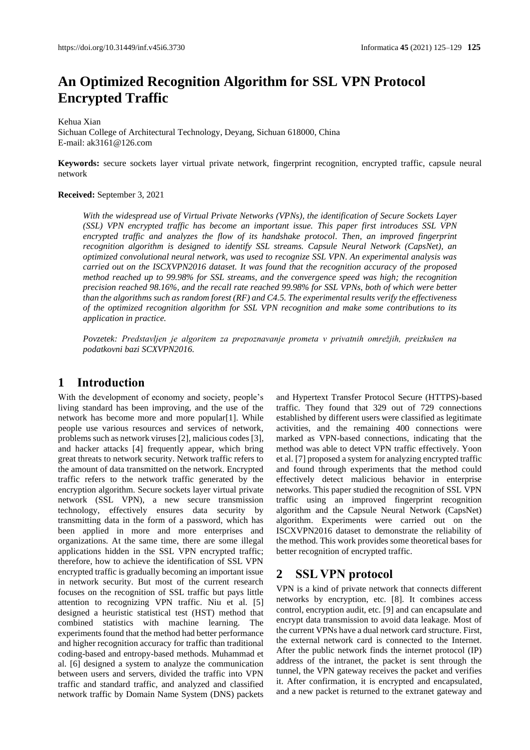# An Optimized Recognition Algorithm for SSL VPN Protocol Encrypted Traffic

Kehua Xian
Sichuan College of Architectural Technology, Deyang, Sichuan 618000, China
E-mail: ak3161@126.com

**Keywords:** secure sockets layer virtual private network, fingerprint recognition, encrypted traffic, capsule neural network

**Received:** September 3, 2021

*With the widespread use of Virtual Private Networks (VPNs), the identification of Secure Sockets Layer (SSL) VPN encrypted traffic has become an important issue. This paper first introduces SSL VPN encrypted traffic and analyzes the flow of its handshake protocol. Then, an improved fingerprint recognition algorithm is designed to identify SSL streams. Capsule Neural Network (CapsNet), an optimized convolutional neural network, was used to recognize SSL VPN. An experimental analysis was carried out on the ISCXVPN2016 dataset. It was found that the recognition accuracy of the proposed method reached up to 99.98% for SSL streams, and the convergence speed was high; the recognition precision reached 98.16%, and the recall rate reached 99.98% for SSL VPNs, both of which were better than the algorithms such as random forest (RF) and C4.5. The experimental results verify the effectiveness of the optimized recognition algorithm for SSL VPN recognition and make some contributions to its application in practice.*

*Povzetek: Predstavljen je algoritem za prepoznavanje prometa v privatnih omrežjih, preizkušen na podatkovni bazi SCXVPN2016.*

## 1 Introduction

With the development of economy and society, people's living standard has been improving, and the use of the network has become more and more popular[1]. While people use various resources and services of network, problems such as network viruses [2], malicious codes [3], and hacker attacks [4] frequently appear, which bring great threats to network security. Network traffic refers to the amount of data transmitted on the network. Encrypted traffic refers to the network traffic generated by the encryption algorithm. Secure sockets layer virtual private network (SSL VPN), a new secure transmission technology, effectively ensures data security by transmitting data in the form of a password, which has been applied in more and more enterprises and organizations. At the same time, there are some illegal applications hidden in the SSL VPN encrypted traffic; therefore, how to achieve the identification of SSL VPN encrypted traffic is gradually becoming an important issue in network security. But most of the current research focuses on the recognition of SSL traffic but pays little attention to recognizing VPN traffic. Niu et al. [5] designed a heuristic statistical test (HST) method that combined statistics with machine learning. The experiments found that the method had better performance and higher recognition accuracy for traffic than traditional coding-based and entropy-based methods. Muhammad et al. [6] designed a system to analyze the communication between users and servers, divided the traffic into VPN traffic and standard traffic, and analyzed and classified network traffic by Domain Name System (DNS) packets and Hypertext Transfer Protocol Secure (HTTPS)-based traffic. They found that 329 out of 729 connections established by different users were classified as legitimate activities, and the remaining 400 connections were marked as VPN-based connections, indicating that the method was able to detect VPN traffic effectively. Yoon et al. [7] proposed a system for analyzing encrypted traffic and found through experiments that the method could effectively detect malicious behavior in enterprise networks. This paper studied the recognition of SSL VPN traffic using an improved fingerprint recognition algorithm and the Capsule Neural Network (CapsNet) algorithm. Experiments were carried out on the ISCXVPN2016 dataset to demonstrate the reliability of the method. This work provides some theoretical bases for better recognition of encrypted traffic.

## 2 SSL VPN protocol

VPN is a kind of private network that connects different networks by encryption, etc. [8]. It combines access control, encryption audit, etc. [9] and can encapsulate and encrypt data transmission to avoid data leakage. Most of the current VPNs have a dual network card structure. First, the external network card is connected to the Internet. After the public network finds the internet protocol (IP) address of the intranet, the packet is sent through the tunnel, the VPN gateway receives the packet and verifies it. After confirmation, it is encrypted and encapsulated, and a new packet is returned to the extranet gateway and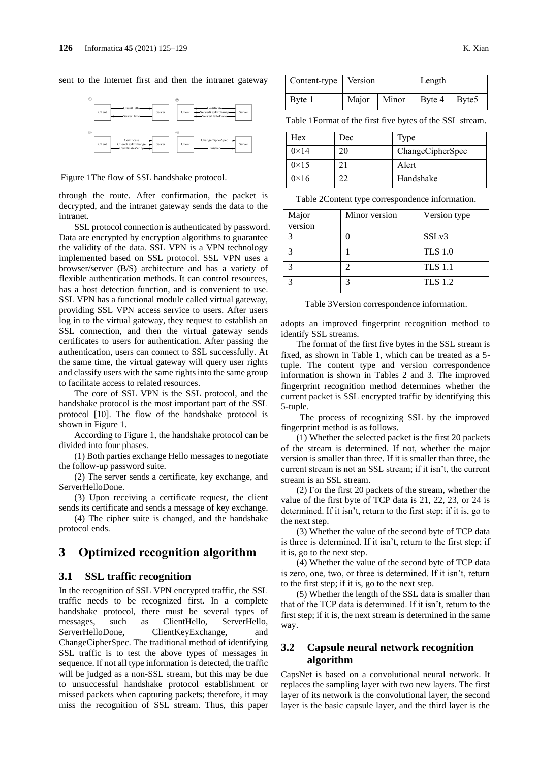sent to the Internet first and then the intranet gateway through the route. After confirmation, the packet is decrypted, and the intranet gateway sends the data to the intranet.

Figure 1The flow of SSL handshake protocol.

SSL protocol connection is authenticated by password. Data are encrypted by encryption algorithms to guarantee the validity of the data. SSL VPN is a VPN technology implemented based on SSL protocol. SSL VPN uses a browser/server (B/S) architecture and has a variety of flexible authentication methods. It can control resources, has a host detection function, and is convenient to use. SSL VPN has a functional module called virtual gateway, providing SSL VPN access service to users. After users log in to the virtual gateway, they request to establish an SSL connection, and then the virtual gateway sends certificates to users for authentication. After passing the authentication, users can connect to SSL successfully. At the same time, the virtual gateway will query user rights and classify users with the same rights into the same group to facilitate access to related resources.

The core of SSL VPN is the SSL protocol, and the handshake protocol is the most important part of the SSL protocol [10]. The flow of the handshake protocol is shown in Figure 1.

According to Figure 1, the handshake protocol can be divided into four phases.

(1) Both parties exchange Hello messages to negotiate the follow-up password suite.

(2) The server sends a certificate, key exchange, and ServerHelloDone.

(3) Upon receiving a certificate request, the client sends its certificate and sends a message of key exchange.

(4) The cipher suite is changed, and the handshake protocol ends.

## 3 Optimized recognition algorithm

### 3.1 SSL traffic recognition

In the recognition of SSL VPN encrypted traffic, the SSL traffic needs to be recognized first. In a complete handshake protocol, there must be several types of messages, such as ClientHello, ServerHello, ServerHelloDone, ClientKeyExchange, and ChangeCipherSpec. The traditional method of identifying SSL traffic is to test the above types of messages in sequence. If not all type information is detected, the traffic will be judged as a non-SSL stream, but this may be due to unsuccessful handshake protocol establishment or missed packets when capturing packets; therefore, it may miss the recognition of SSL stream. Thus, this paper adopts an improved fingerprint recognition method to identify SSL streams.

| Content-type | Version | | Length | |
|---|---|---|---|---|
| Byte 1 | Major | Minor | Byte 4 | Byte5 |

Table 1Format of the first five bytes of the SSL stream.

| Hex | Dec | Type |
|---|---|---|
| 0×14 | 20 | ChangeCipherSpec |
| 0×15 | 21 | Alert |
| 0×16 | 22 | Handshake |

Table 2Content type correspondence information.

| Major version | Minor version | Version type |
|---|---|---|
| 3 | 0 | SSLv3 |
| 3 | 1 | TLS 1.0 |
| 3 | 2 | TLS 1.1 |
| 3 | 3 | TLS 1.2 |

Table 3Version correspondence information.

The format of the first five bytes in the SSL stream is fixed, as shown in Table 1, which can be treated as a 5-tuple. The content type and version correspondence information is shown in Tables 2 and 3. The improved fingerprint recognition method determines whether the current packet is SSL encrypted traffic by identifying this 5-tuple.

The process of recognizing SSL by the improved fingerprint method is as follows.

(1) Whether the selected packet is the first 20 packets of the stream is determined. If not, whether the major version is smaller than three. If it is smaller than three, the current stream is not an SSL stream; if it isn't, the current stream is an SSL stream.

(2) For the first 20 packets of the stream, whether the value of the first byte of TCP data is 21, 22, 23, or 24 is determined. If it isn't, return to the first step; if it is, go to the next step.

(3) Whether the value of the second byte of TCP data is three is determined. If it isn't, return to the first step; if it is, go to the next step.

(4) Whether the value of the second byte of TCP data is zero, one, two, or three is determined. If it isn't, return to the first step; if it is, go to the next step.

(5) Whether the length of the SSL data is smaller than that of the TCP data is determined. If it isn't, return to the first step; if it is, the next stream is determined in the same way.

### 3.2 Capsule neural network recognition algorithm

CapsNet is based on a convolutional neural network. It replaces the sampling layer with two new layers. The first layer of its network is the convolutional layer, the second layer is the basic capsule layer, and the third layer is the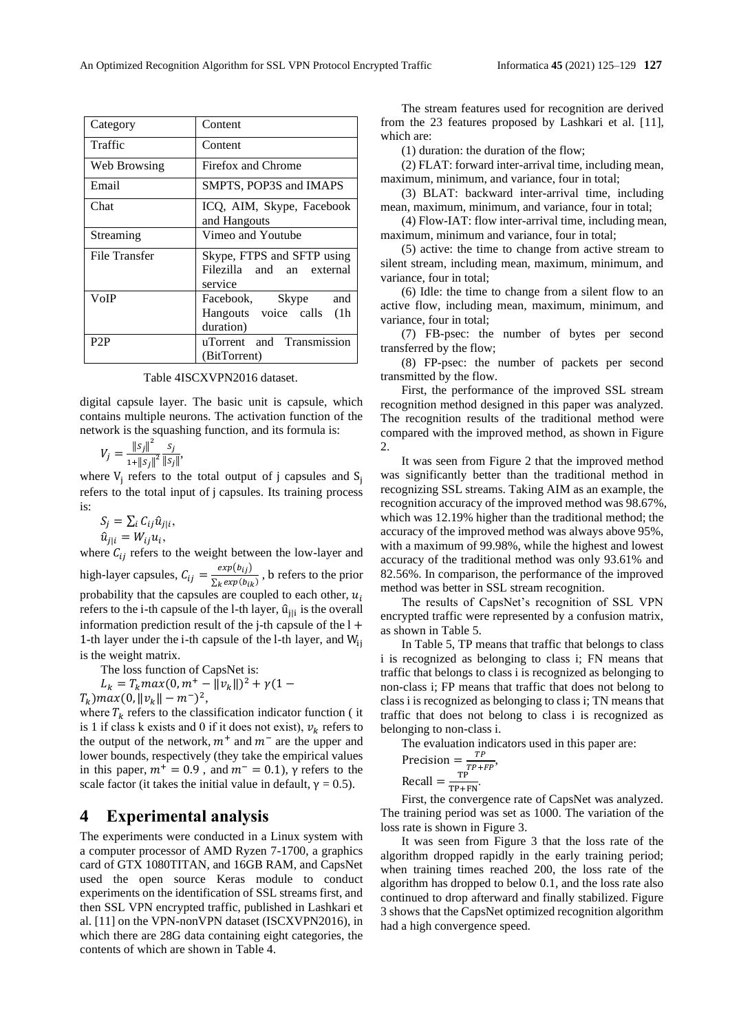| Category | Content |
| --- | --- |
| Traffic | Content |
| Web Browsing | Firefox and Chrome |
| Email | SMPTS, POP3S and IMAPS |
| Chat | ICQ, AIM, Skype, Facebook and Hangouts |
| Streaming | Vimeo and Youtube |
| File Transfer | Skype, FTPS and SFTP using Filezilla and an external service |
| VoIP | Facebook, Skype and Hangouts voice calls (1h duration) |
| P2P | uTorrent and Transmission (BitTorrent) |

Table 4ISCXVPN2016 dataset.

digital capsule layer. The basic unit is capsule, which contains multiple neurons. The activation function of the network is the squashing function, and its formula is:

$$V_j = \frac{\|s_j\|^2}{1+\|s_j\|^2}\frac{s_j}{\|s_j\|},$$

where $V_j$ refers to the total output of j capsules and $S_j$ refers to the total input of j capsules. Its training process is:

$$S_j = \sum_i C_{ij}\hat{u}_{j|i},$$

$$\hat{u}_{j|i} = W_{ij}u_i,$$

where $C_{ij}$ refers to the weight between the low-layer and high-layer capsules, $C_{ij} = \frac{exp(b_{ij})}{\sum_k exp(b_{ik})}$, b refers to the prior probability that the capsules are coupled to each other, $u_i$ refers to the i-th capsule of the l-th layer, $\hat{u}_{j|i}$ is the overall information prediction result of the j-th capsule of the $l+1$-th layer under the i-th capsule of the l-th layer, and $W_{ij}$ is the weight matrix.

The loss function of CapsNet is:

$$L_k = T_k max(0, m^+ - \|v_k\|)^2 + \gamma(1 - T_k)max(0, \|v_k\| - m^-)^2,$$

where $T_k$ refers to the classification indicator function ( it is 1 if class k exists and 0 if it does not exist), $v_k$ refers to the output of the network, $m^+$ and $m^-$ are the upper and lower bounds, respectively (they take the empirical values in this paper, $m^+ = 0.9$ , and $m^- = 0.1$), γ refers to the scale factor (it takes the initial value in default, $\gamma = 0.5$).

# 4 Experimental analysis

The experiments were conducted in a Linux system with a computer processor of AMD Ryzen 7-1700, a graphics card of GTX 1080TITAN, and 16GB RAM, and CapsNet used the open source Keras module to conduct experiments on the identification of SSL streams first, and then SSL VPN encrypted traffic, published in Lashkari et al. [11] on the VPN-nonVPN dataset (ISCXVPN2016), in which there are 28G data containing eight categories, the contents of which are shown in Table 4.

The stream features used for recognition are derived from the 23 features proposed by Lashkari et al. [11], which are:

(1) duration: the duration of the flow;

(2) FLAT: forward inter-arrival time, including mean, maximum, minimum, and variance, four in total;

(3) BLAT: backward inter-arrival time, including mean, maximum, minimum, and variance, four in total;

(4) Flow-IAT: flow inter-arrival time, including mean, maximum, minimum and variance, four in total;

(5) active: the time to change from active stream to silent stream, including mean, maximum, minimum, and variance, four in total;

(6) Idle: the time to change from a silent flow to an active flow, including mean, maximum, minimum, and variance, four in total;

(7) FB-psec: the number of bytes per second transferred by the flow;

(8) FP-psec: the number of packets per second transmitted by the flow.

First, the performance of the improved SSL stream recognition method designed in this paper was analyzed. The recognition results of the traditional method were compared with the improved method, as shown in Figure 2.

It was seen from Figure 2 that the improved method was significantly better than the traditional method in recognizing SSL streams. Taking AIM as an example, the recognition accuracy of the improved method was 98.67%, which was 12.19% higher than the traditional method; the accuracy of the improved method was always above 95%, with a maximum of 99.98%, while the highest and lowest accuracy of the traditional method was only 93.61% and 82.56%. In comparison, the performance of the improved method was better in SSL stream recognition.

The results of CapsNet's recognition of SSL VPN encrypted traffic were represented by a confusion matrix, as shown in Table 5.

In Table 5, TP means that traffic that belongs to class i is recognized as belonging to class i; FN means that traffic that belongs to class i is recognized as belonging to non-class i; FP means that traffic that does not belong to class i is recognized as belonging to class i; TN means that traffic that does not belong to class i is recognized as belonging to non-class i.

The evaluation indicators used in this paper are:

$$\text{Precision} = \frac{TP}{TP+FP},$$

$$\text{Recall} = \frac{TP}{TP+FN}.$$

First, the convergence rate of CapsNet was analyzed. The training period was set as 1000. The variation of the loss rate is shown in Figure 3.

It was seen from Figure 3 that the loss rate of the algorithm dropped rapidly in the early training period; when training times reached 200, the loss rate of the algorithm has dropped to below 0.1, and the loss rate also continued to drop afterward and finally stabilized. Figure 3 shows that the CapsNet optimized recognition algorithm had a high convergence speed.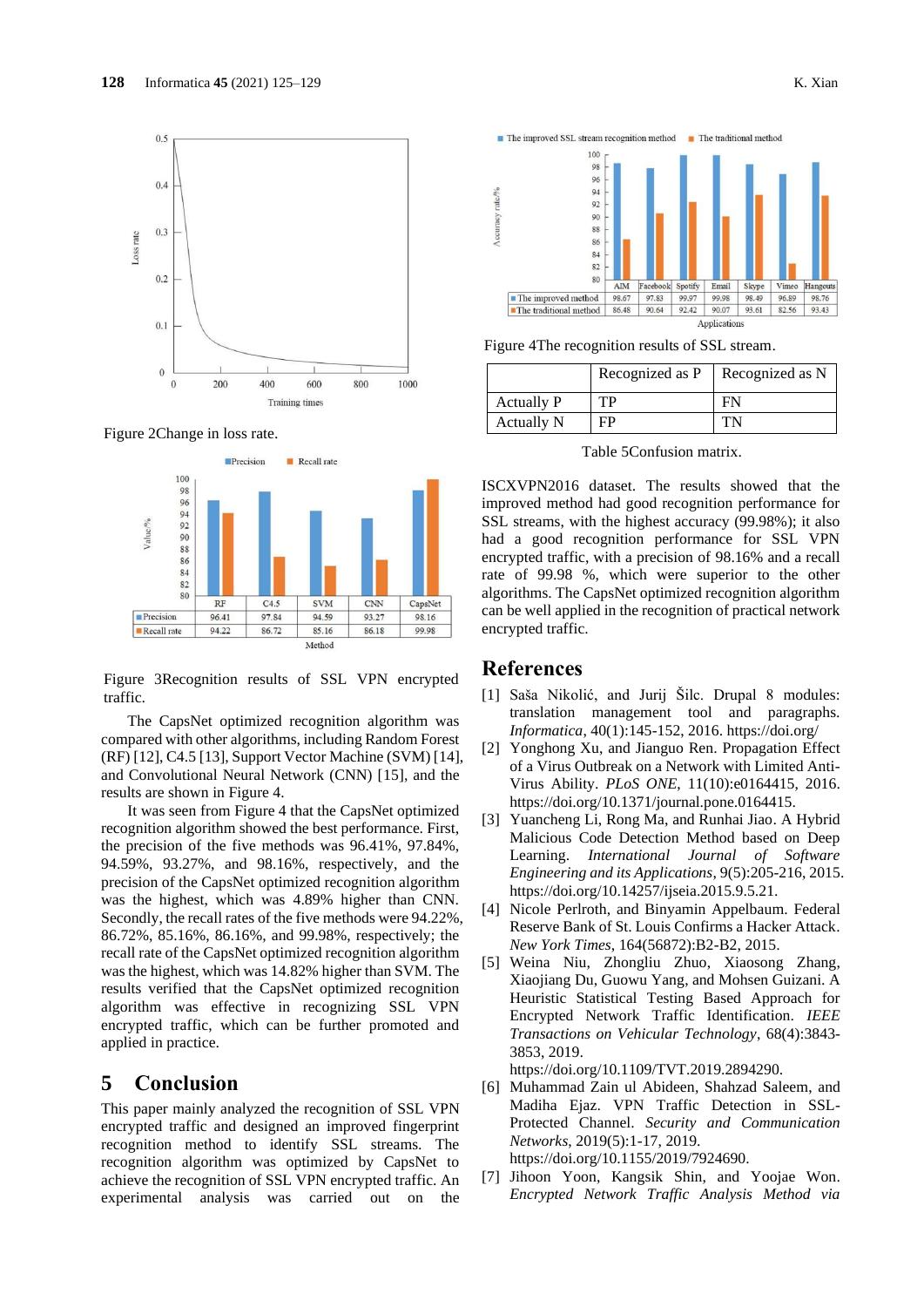Figure 2Change in loss rate.

Figure 3Recognition results of SSL VPN encrypted traffic.

The CapsNet optimized recognition algorithm was compared with other algorithms, including Random Forest (RF) [12], C4.5 [13], Support Vector Machine (SVM) [14], and Convolutional Neural Network (CNN) [15], and the results are shown in Figure 4.

It was seen from Figure 4 that the CapsNet optimized recognition algorithm showed the best performance. First, the precision of the five methods was 96.41%, 97.84%, 94.59%, 93.27%, and 98.16%, respectively, and the precision of the CapsNet optimized recognition algorithm was the highest, which was 4.89% higher than CNN. Secondly, the recall rates of the five methods were 94.22%, 86.72%, 85.16%, 86.16%, and 99.98%, respectively; the recall rate of the CapsNet optimized recognition algorithm was the highest, which was 14.82% higher than SVM. The results verified that the CapsNet optimized recognition algorithm was effective in recognizing SSL VPN encrypted traffic, which can be further promoted and applied in practice.

## 5 Conclusion

This paper mainly analyzed the recognition of SSL VPN encrypted traffic and designed an improved fingerprint recognition method to identify SSL streams. The recognition algorithm was optimized by CapsNet to achieve the recognition of SSL VPN encrypted traffic. An experimental analysis was carried out on the ISCXVPN2016 dataset. The results showed that the improved method had good recognition performance for SSL streams, with the highest accuracy (99.98%); it also had a good recognition performance for SSL VPN encrypted traffic, with a precision of 98.16% and a recall rate of 99.98 %, which were superior to the other algorithms. The CapsNet optimized recognition algorithm can be well applied in the recognition of practical network encrypted traffic.

Figure 4The recognition results of SSL stream.

| | Recognized as P | Recognized as N |
|---|---|---|
| Actually P | TP | FN |
| Actually N | FP | TN |

Table 5Confusion matrix.

## References

[1] Saša Nikolić, and Jurij Šilc. Drupal 8 modules: translation management tool and paragraphs. *Informatica*, 40(1):145-152, 2016. https://doi.org/

[2] Yonghong Xu, and Jianguo Ren. Propagation Effect of a Virus Outbreak on a Network with Limited Anti-Virus Ability. *PLoS ONE*, 11(10):e0164415, 2016. https://doi.org/10.1371/journal.pone.0164415.

[3] Yuancheng Li, Rong Ma, and Runhai Jiao. A Hybrid Malicious Code Detection Method based on Deep Learning. *International Journal of Software Engineering and its Applications*, 9(5):205-216, 2015. https://doi.org/10.14257/ijseia.2015.9.5.21.

[4] Nicole Perlroth, and Binyamin Appelbaum. Federal Reserve Bank of St. Louis Confirms a Hacker Attack. *New York Times*, 164(56872):B2-B2, 2015.

[5] Weina Niu, Zhongliu Zhuo, Xiaosong Zhang, Xiaojiang Du, Guowu Yang, and Mohsen Guizani. A Heuristic Statistical Testing Based Approach for Encrypted Network Traffic Identification. *IEEE Transactions on Vehicular Technology*, 68(4):3843-3853, 2019. https://doi.org/10.1109/TVT.2019.2894290.

[6] Muhammad Zain ul Abideen, Shahzad Saleem, and Madiha Ejaz. VPN Traffic Detection in SSL-Protected Channel. *Security and Communication Networks*, 2019(5):1-17, 2019. https://doi.org/10.1155/2019/7924690.

[7] Jihoon Yoon, Kangsik Shin, and Yoojae Won. *Encrypted Network Traffic Analysis Method via*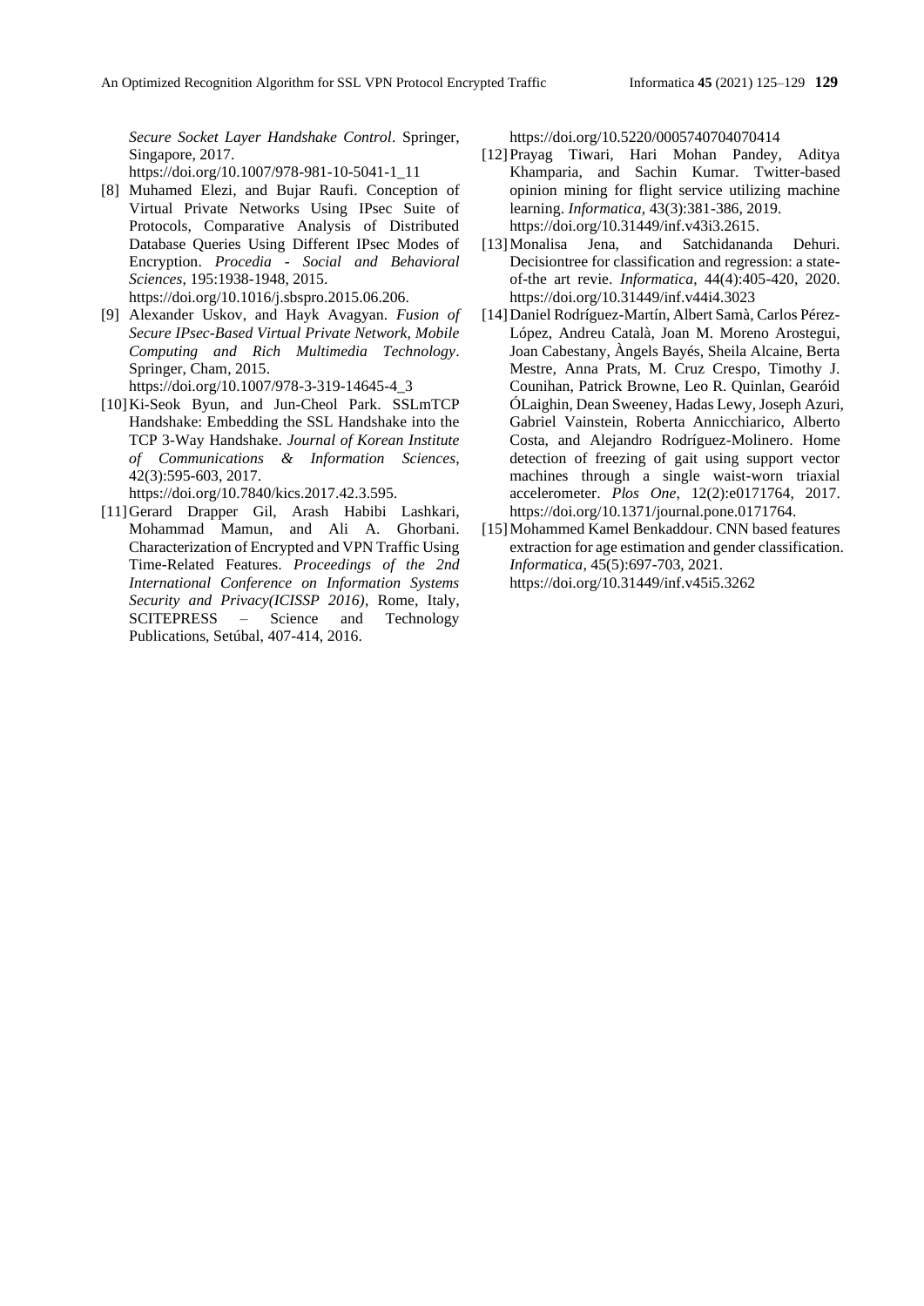*Secure Socket Layer Handshake Control*. Springer, Singapore, 2017. https://doi.org/10.1007/978-981-10-5041-1_11

[8] Muhamed Elezi, and Bujar Raufi. Conception of Virtual Private Networks Using IPsec Suite of Protocols, Comparative Analysis of Distributed Database Queries Using Different IPsec Modes of Encryption. *Procedia - Social and Behavioral Sciences*, 195:1938-1948, 2015. https://doi.org/10.1016/j.sbspro.2015.06.206.

[9] Alexander Uskov, and Hayk Avagyan. *Fusion of Secure IPsec-Based Virtual Private Network, Mobile Computing and Rich Multimedia Technology*. Springer, Cham, 2015. https://doi.org/10.1007/978-3-319-14645-4_3

[10] Ki-Seok Byun, and Jun-Cheol Park. SSLmTCP Handshake: Embedding the SSL Handshake into the TCP 3-Way Handshake. *Journal of Korean Institute of Communications & Information Sciences*, 42(3):595-603, 2017. https://doi.org/10.7840/kics.2017.42.3.595.

[11] Gerard Drapper Gil, Arash Habibi Lashkari, Mohammad Mamun, and Ali A. Ghorbani. Characterization of Encrypted and VPN Traffic Using Time-Related Features. *Proceedings of the 2nd International Conference on Information Systems Security and Privacy(ICISSP 2016)*, Rome, Italy, SCITEPRESS – Science and Technology Publications, Setúbal, 407-414, 2016. https://doi.org/10.5220/0005740704070414

[12] Prayag Tiwari, Hari Mohan Pandey, Aditya Khamparia, and Sachin Kumar. Twitter-based opinion mining for flight service utilizing machine learning. *Informatica*, 43(3):381-386, 2019. https://doi.org/10.31449/inf.v43i3.2615.

[13] Monalisa Jena, and Satchidananda Dehuri. Decisiontree for classification and regression: a state-of-the art revie. *Informatica*, 44(4):405-420, 2020. https://doi.org/10.31449/inf.v44i4.3023

[14] Daniel Rodríguez-Martín, Albert Samà, Carlos Pérez-López, Andreu Català, Joan M. Moreno Arostegui, Joan Cabestany, Àngels Bayés, Sheila Alcaine, Berta Mestre, Anna Prats, M. Cruz Crespo, Timothy J. Counihan, Patrick Browne, Leo R. Quinlan, Gearóid ÓLaighin, Dean Sweeney, Hadas Lewy, Joseph Azuri, Gabriel Vainstein, Roberta Annicchiarico, Alberto Costa, and Alejandro Rodríguez-Molinero. Home detection of freezing of gait using support vector machines through a single waist-worn triaxial accelerometer. *Plos One*, 12(2):e0171764, 2017. https://doi.org/10.1371/journal.pone.0171764.

[15] Mohammed Kamel Benkaddour. CNN based features extraction for age estimation and gender classification. *Informatica*, 45(5):697-703, 2021. https://doi.org/10.31449/inf.v45i5.3262